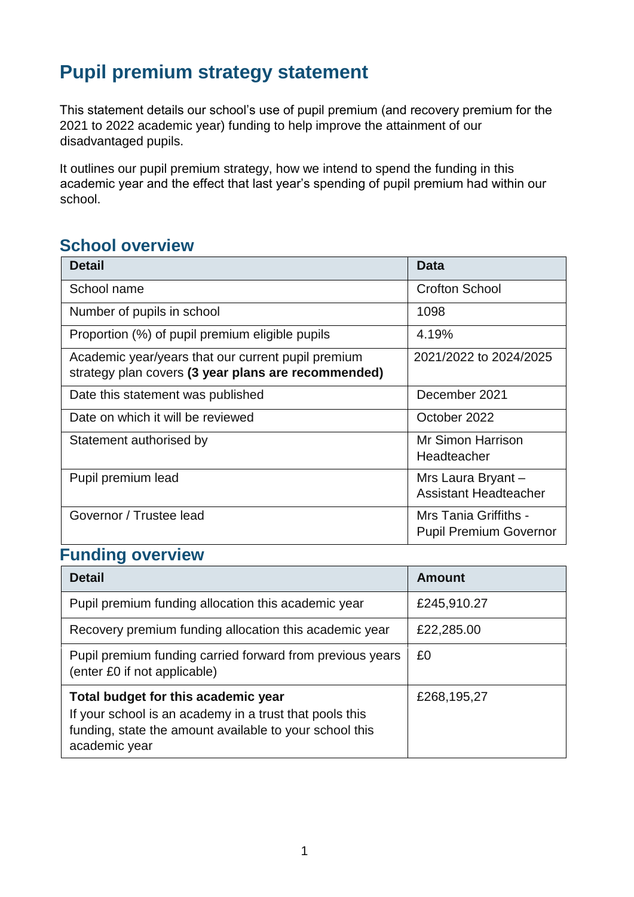# Pupil premium strategy statement

This statement details our school's use of pupil premium (and recovery premium for the 2021 to 2022 academic year) funding to help improve the attainment of our disadvantaged pupils.

It outlines our pupil premium strategy, how we intend to spend the funding in this academic year and the effect that last year's spending of pupil premium had within our school.

## School overview

| Detail | Data |
|---|---|
| School name | Crofton School |
| Number of pupils in school | 1098 |
| Proportion (%) of pupil premium eligible pupils | 4.19% |
| Academic year/years that our current pupil premium strategy plan covers **(3 year plans are recommended)** | 2021/2022 to 2024/2025 |
| Date this statement was published | December 2021 |
| Date on which it will be reviewed | October 2022 |
| Statement authorised by | Mr Simon Harrison Headteacher |
| Pupil premium lead | Mrs Laura Bryant – Assistant Headteacher |
| Governor / Trustee lead | Mrs Tania Griffiths - Pupil Premium Governor |

## Funding overview

| Detail | Amount |
|---|---|
| Pupil premium funding allocation this academic year | £245,910.27 |
| Recovery premium funding allocation this academic year | £22,285.00 |
| Pupil premium funding carried forward from previous years (enter £0 if not applicable) | £0 |
| **Total budget for this academic year** If your school is an academy in a trust that pools this funding, state the amount available to your school this academic year | £268,195,27 |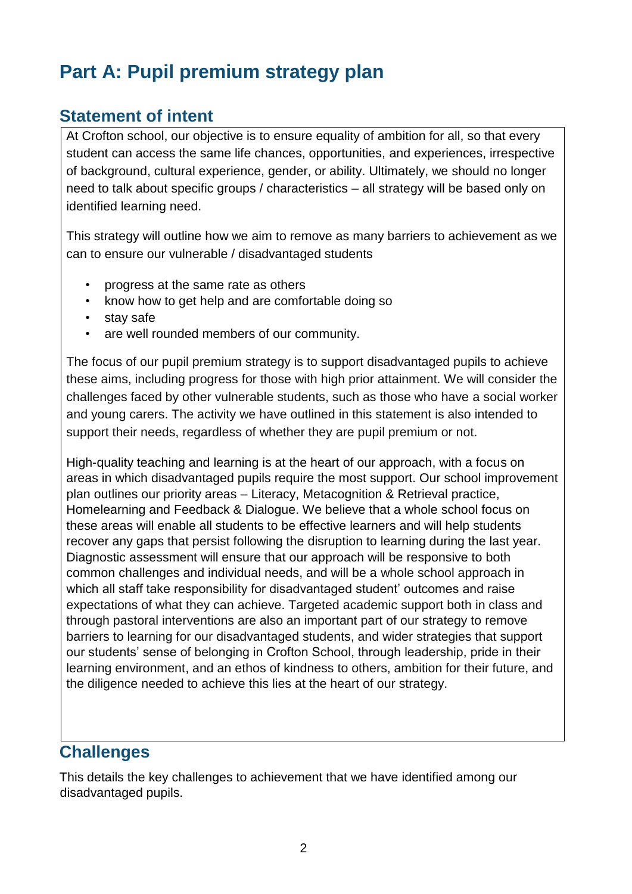# Part A: Pupil premium strategy plan

## Statement of intent

At Crofton school, our objective is to ensure equality of ambition for all, so that every student can access the same life chances, opportunities, and experiences, irrespective of background, cultural experience, gender, or ability. Ultimately, we should no longer need to talk about specific groups / characteristics – all strategy will be based only on identified learning need.

This strategy will outline how we aim to remove as many barriers to achievement as we can to ensure our vulnerable / disadvantaged students

- progress at the same rate as others
- know how to get help and are comfortable doing so
- stay safe
- are well rounded members of our community.

The focus of our pupil premium strategy is to support disadvantaged pupils to achieve these aims, including progress for those with high prior attainment. We will consider the challenges faced by other vulnerable students, such as those who have a social worker and young carers. The activity we have outlined in this statement is also intended to support their needs, regardless of whether they are pupil premium or not.

High-quality teaching and learning is at the heart of our approach, with a focus on areas in which disadvantaged pupils require the most support. Our school improvement plan outlines our priority areas – Literacy, Metacognition & Retrieval practice, Homelearning and Feedback & Dialogue. We believe that a whole school focus on these areas will enable all students to be effective learners and will help students recover any gaps that persist following the disruption to learning during the last year. Diagnostic assessment will ensure that our approach will be responsive to both common challenges and individual needs, and will be a whole school approach in which all staff take responsibility for disadvantaged student' outcomes and raise expectations of what they can achieve. Targeted academic support both in class and through pastoral interventions are also an important part of our strategy to remove barriers to learning for our disadvantaged students, and wider strategies that support our students' sense of belonging in Crofton School, through leadership, pride in their learning environment, and an ethos of kindness to others, ambition for their future, and the diligence needed to achieve this lies at the heart of our strategy.

## Challenges

This details the key challenges to achievement that we have identified among our disadvantaged pupils.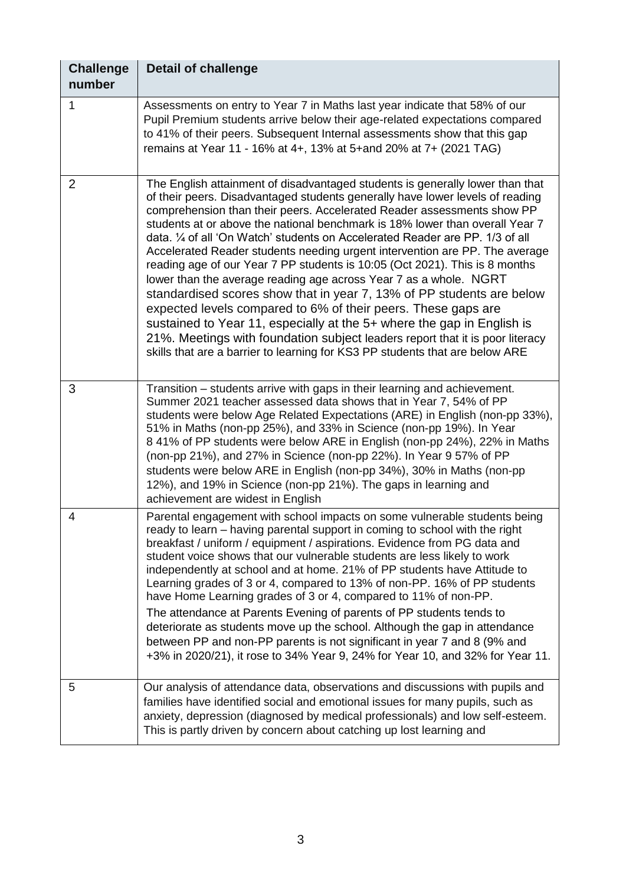| Challenge number | Detail of challenge |
|---|---|
| 1 | Assessments on entry to Year 7 in Maths last year indicate that 58% of our Pupil Premium students arrive below their age-related expectations compared to 41% of their peers. Subsequent Internal assessments show that this gap remains at Year 11 - 16% at 4+, 13% at 5+and 20% at 7+ (2021 TAG) |
| 2 | The English attainment of disadvantaged students is generally lower than that of their peers. Disadvantaged students generally have lower levels of reading comprehension than their peers. Accelerated Reader assessments show PP students at or above the national benchmark is 18% lower than overall Year 7 data. ¼ of all 'On Watch' students on Accelerated Reader are PP. 1/3 of all Accelerated Reader students needing urgent intervention are PP. The average reading age of our Year 7 PP students is 10:05 (Oct 2021). This is 8 months lower than the average reading age across Year 7 as a whole. NGRT standardised scores show that in year 7, 13% of PP students are below expected levels compared to 6% of their peers. These gaps are sustained to Year 11, especially at the 5+ where the gap in English is 21%. Meetings with foundation subject leaders report that it is poor literacy skills that are a barrier to learning for KS3 PP students that are below ARE |
| 3 | Transition – students arrive with gaps in their learning and achievement. Summer 2021 teacher assessed data shows that in Year 7, 54% of PP students were below Age Related Expectations (ARE) in English (non-pp 33%), 51% in Maths (non-pp 25%), and 33% in Science (non-pp 19%). In Year 8 41% of PP students were below ARE in English (non-pp 24%), 22% in Maths (non-pp 21%), and 27% in Science (non-pp 22%). In Year 9 57% of PP students were below ARE in English (non-pp 34%), 30% in Maths (non-pp 12%), and 19% in Science (non-pp 21%). The gaps in learning and achievement are widest in English |
| 4 | Parental engagement with school impacts on some vulnerable students being ready to learn – having parental support in coming to school with the right breakfast / uniform / equipment / aspirations. Evidence from PG data and student voice shows that our vulnerable students are less likely to work independently at school and at home. 21% of PP students have Attitude to Learning grades of 3 or 4, compared to 13% of non-PP. 16% of PP students have Home Learning grades of 3 or 4, compared to 11% of non-PP.<br>The attendance at Parents Evening of parents of PP students tends to deteriorate as students move up the school. Although the gap in attendance between PP and non-PP parents is not significant in year 7 and 8 (9% and +3% in 2020/21), it rose to 34% Year 9, 24% for Year 10, and 32% for Year 11. |
| 5 | Our analysis of attendance data, observations and discussions with pupils and families have identified social and emotional issues for many pupils, such as anxiety, depression (diagnosed by medical professionals) and low self-esteem. This is partly driven by concern about catching up lost learning and |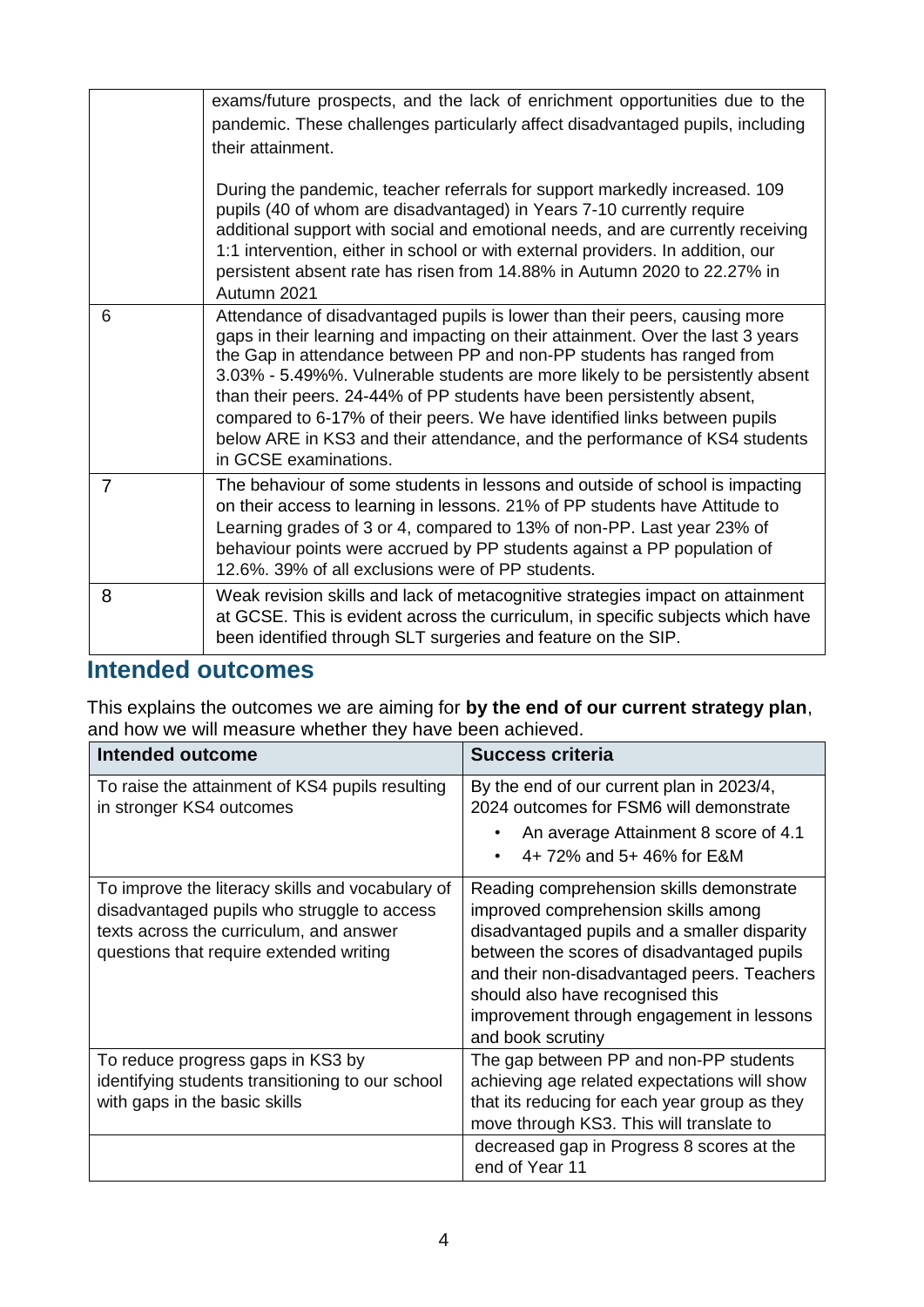| | |
|---|---|
| | exams/future prospects, and the lack of enrichment opportunities due to the pandemic. These challenges particularly affect disadvantaged pupils, including their attainment.<br><br>During the pandemic, teacher referrals for support markedly increased. 109 pupils (40 of whom are disadvantaged) in Years 7-10 currently require additional support with social and emotional needs, and are currently receiving 1:1 intervention, either in school or with external providers. In addition, our persistent absent rate has risen from 14.88% in Autumn 2020 to 22.27% in Autumn 2021 |
| 6 | Attendance of disadvantaged pupils is lower than their peers, causing more gaps in their learning and impacting on their attainment. Over the last 3 years the Gap in attendance between PP and non-PP students has ranged from 3.03% - 5.49%%. Vulnerable students are more likely to be persistently absent than their peers. 24-44% of PP students have been persistently absent, compared to 6-17% of their peers. We have identified links between pupils below ARE in KS3 and their attendance, and the performance of KS4 students in GCSE examinations. |
| 7 | The behaviour of some students in lessons and outside of school is impacting on their access to learning in lessons. 21% of PP students have Attitude to Learning grades of 3 or 4, compared to 13% of non-PP. Last year 23% of behaviour points were accrued by PP students against a PP population of 12.6%. 39% of all exclusions were of PP students. |
| 8 | Weak revision skills and lack of metacognitive strategies impact on attainment at GCSE. This is evident across the curriculum, in specific subjects which have been identified through SLT surgeries and feature on the SIP. |

## Intended outcomes

This explains the outcomes we are aiming for **by the end of our current strategy plan**, and how we will measure whether they have been achieved.

| Intended outcome | Success criteria |
|---|---|
| To raise the attainment of KS4 pupils resulting in stronger KS4 outcomes | By the end of our current plan in 2023/4, 2024 outcomes for FSM6 will demonstrate<br>• An average Attainment 8 score of 4.1<br>• 4+ 72% and 5+ 46% for E&M |
| To improve the literacy skills and vocabulary of disadvantaged pupils who struggle to access texts across the curriculum, and answer questions that require extended writing | Reading comprehension skills demonstrate improved comprehension skills among disadvantaged pupils and a smaller disparity between the scores of disadvantaged pupils and their non-disadvantaged peers. Teachers should also have recognised this improvement through engagement in lessons and book scrutiny |
| To reduce progress gaps in KS3 by identifying students transitioning to our school with gaps in the basic skills | The gap between PP and non-PP students achieving age related expectations will show that its reducing for each year group as they move through KS3. This will translate to decreased gap in Progress 8 scores at the end of Year 11 |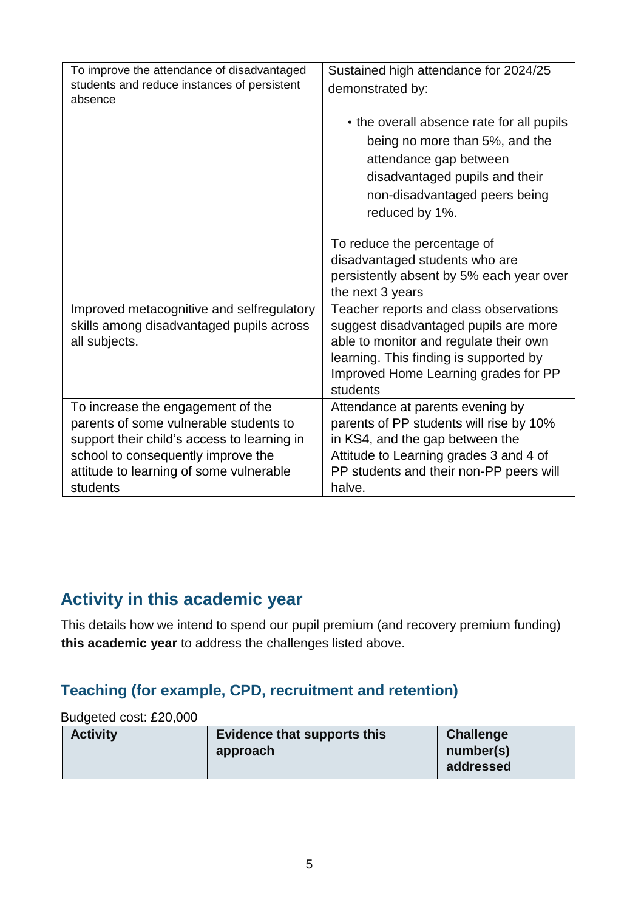| | |
|---|---|
| To improve the attendance of disadvantaged students and reduce instances of persistent absence | Sustained high attendance for 2024/25 demonstrated by:<br><br>• the overall absence rate for all pupils being no more than 5%, and the attendance gap between disadvantaged pupils and their non-disadvantaged peers being reduced by 1%.<br><br>To reduce the percentage of disadvantaged students who are persistently absent by 5% each year over the next 3 years |
| Improved metacognitive and selfregulatory skills among disadvantaged pupils across all subjects. | Teacher reports and class observations suggest disadvantaged pupils are more able to monitor and regulate their own learning. This finding is supported by Improved Home Learning grades for PP students |
| To increase the engagement of the parents of some vulnerable students to support their child's access to learning in school to consequently improve the attitude to learning of some vulnerable students | Attendance at parents evening by parents of PP students will rise by 10% in KS4, and the gap between the Attitude to Learning grades 3 and 4 of PP students and their non-PP peers will halve. |

## Activity in this academic year

This details how we intend to spend our pupil premium (and recovery premium funding) **this academic year** to address the challenges listed above.

### Teaching (for example, CPD, recruitment and retention)

Budgeted cost: £20,000

| Activity | Evidence that supports this approach | Challenge number(s) addressed |
|---|---|---|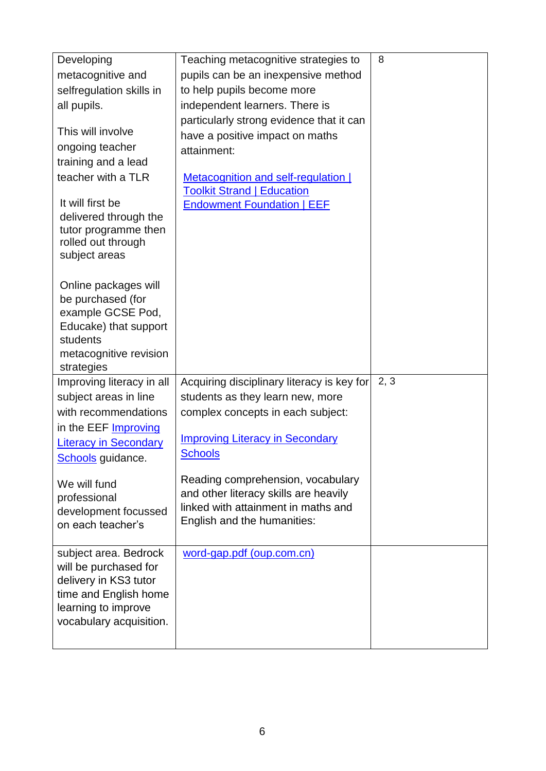| | | |
|---|---|---|
| Developing metacognitive and selfregulation skills in all pupils.<br><br>This will involve ongoing teacher training and a lead teacher with a TLR<br><br>It will first be delivered through the tutor programme then rolled out through subject areas<br><br>Online packages will be purchased (for example GCSE Pod, Educake) that support students metacognitive revision strategies | Teaching metacognitive strategies to pupils can be an inexpensive method to help pupils become more independent learners. There is particularly strong evidence that it can have a positive impact on maths attainment:<br><br>Metacognition and self-regulation \| Toolkit Strand \| Education Endowment Foundation \| EEF | 8 |
| Improving literacy in all subject areas in line with recommendations in the EEF Improving Literacy in Secondary Schools guidance.<br><br>We will fund professional development focussed on each teacher's | Acquiring disciplinary literacy is key for students as they learn new, more complex concepts in each subject:<br><br>Improving Literacy in Secondary Schools<br><br>Reading comprehension, vocabulary and other literacy skills are heavily linked with attainment in maths and English and the humanities: | 2, 3 |
| subject area. Bedrock will be purchased for delivery in KS3 tutor time and English home learning to improve vocabulary acquisition. | word-gap.pdf (oup.com.cn) | |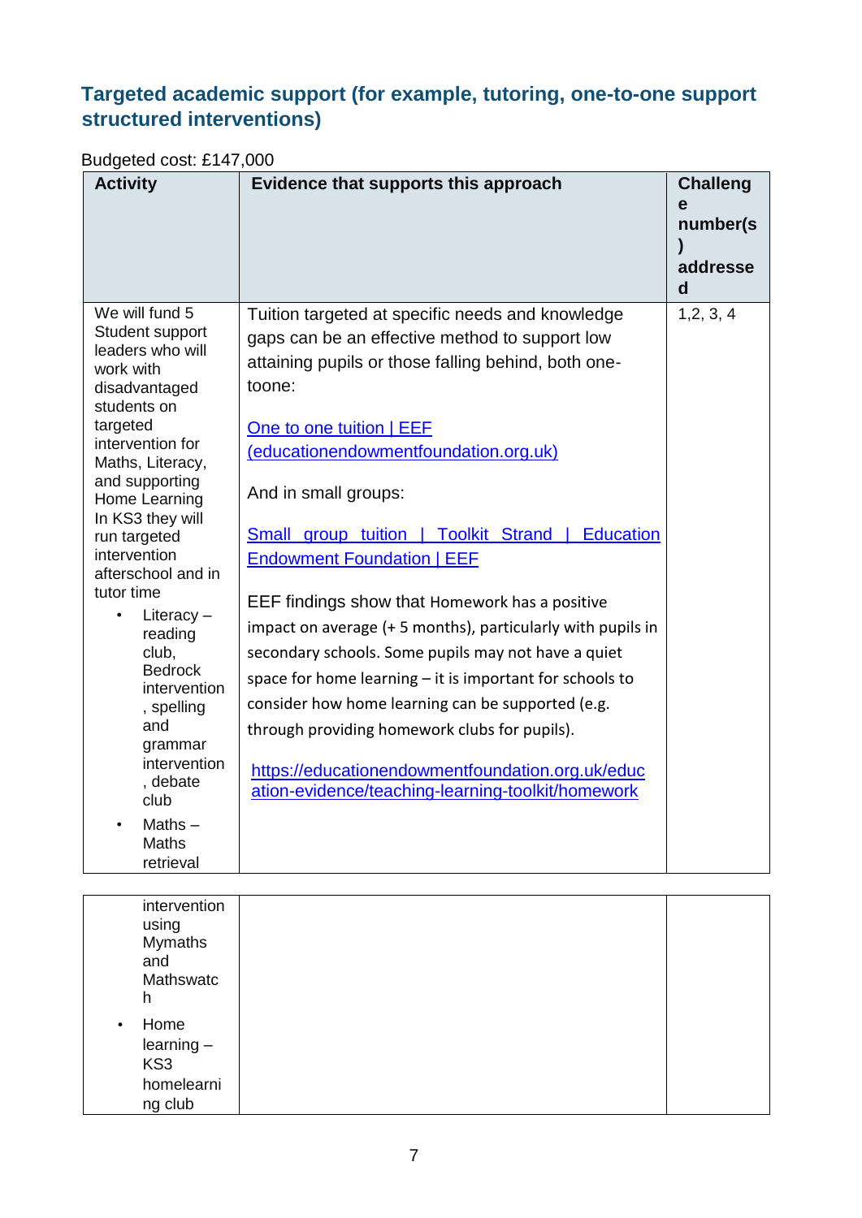## Targeted academic support (for example, tutoring, one-to-one support structured interventions)

Budgeted cost: £147,000

| Activity | Evidence that supports this approach | Challenge number(s) addressed |
|---|---|---|
| We will fund 5 Student support leaders who will work with disadvantaged students on targeted intervention for Maths, Literacy, and supporting Home Learning In KS3 they will run targeted intervention afterschool and in tutor time<br>• Literacy – reading club, Bedrock intervention, spelling and grammar intervention, debate club<br>• Maths – Maths retrieval intervention using Mymaths and Mathswatch<br>• Home learning – KS3 homelearning club | Tuition targeted at specific needs and knowledge gaps can be an effective method to support low attaining pupils or those falling behind, both one-toone:<br><br>[One to one tuition \| EEF (educationendowmentfoundation.org.uk)](https://educationendowmentfoundation.org.uk)<br><br>And in small groups:<br><br>[Small group tuition \| Toolkit Strand \| Education Endowment Foundation \| EEF](https://educationendowmentfoundation.org.uk)<br><br>EEF findings show that Homework has a positive impact on average (+ 5 months), particularly with pupils in secondary schools. Some pupils may not have a quiet space for home learning – it is important for schools to consider how home learning can be supported (e.g. through providing homework clubs for pupils).<br><br>https://educationendowmentfoundation.org.uk/education-evidence/teaching-learning-toolkit/homework | 1,2, 3, 4 |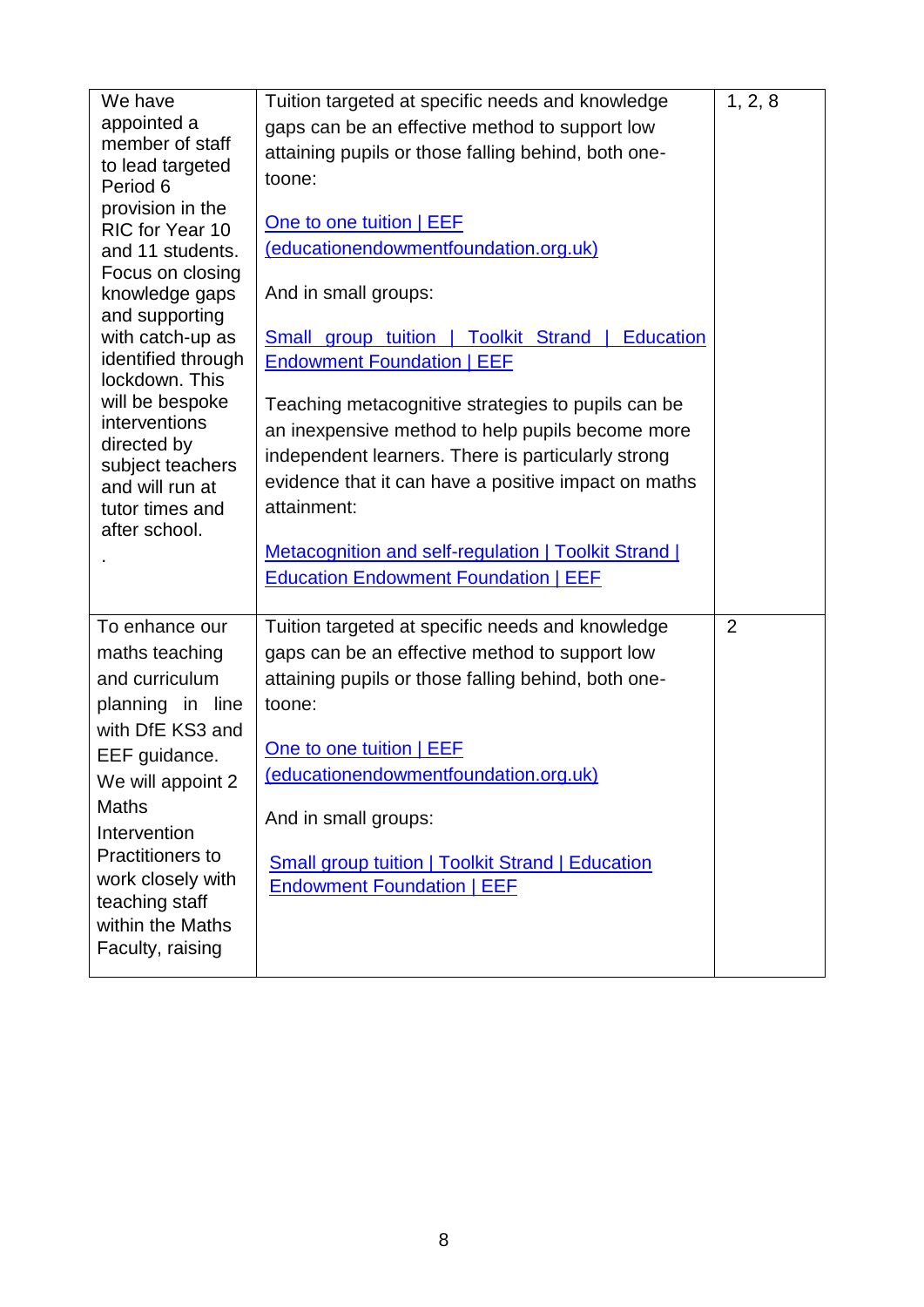| | | |
|---|---|---|
| We have appointed a member of staff to lead targeted Period 6 provision in the RIC for Year 10 and 11 students. Focus on closing knowledge gaps and supporting with catch-up as identified through lockdown. This will be bespoke interventions directed by subject teachers and will run at tutor times and after school.<br><br>. | Tuition targeted at specific needs and knowledge gaps can be an effective method to support low attaining pupils or those falling behind, both one-toone:<br><br>One to one tuition \| EEF (educationendowmentfoundation.org.uk)<br><br>And in small groups:<br><br>Small group tuition \| Toolkit Strand \| Education Endowment Foundation \| EEF<br><br>Teaching metacognitive strategies to pupils can be an inexpensive method to help pupils become more independent learners. There is particularly strong evidence that it can have a positive impact on maths attainment:<br><br>Metacognition and self-regulation \| Toolkit Strand \| Education Endowment Foundation \| EEF | 1, 2, 8 |
| To enhance our maths teaching and curriculum planning in line with DfE KS3 and EEF guidance. We will appoint 2 Maths Intervention Practitioners to work closely with teaching staff within the Maths Faculty, raising | Tuition targeted at specific needs and knowledge gaps can be an effective method to support low attaining pupils or those falling behind, both one-toone:<br><br>One to one tuition \| EEF (educationendowmentfoundation.org.uk)<br><br>And in small groups:<br><br>Small group tuition \| Toolkit Strand \| Education Endowment Foundation \| EEF | 2 |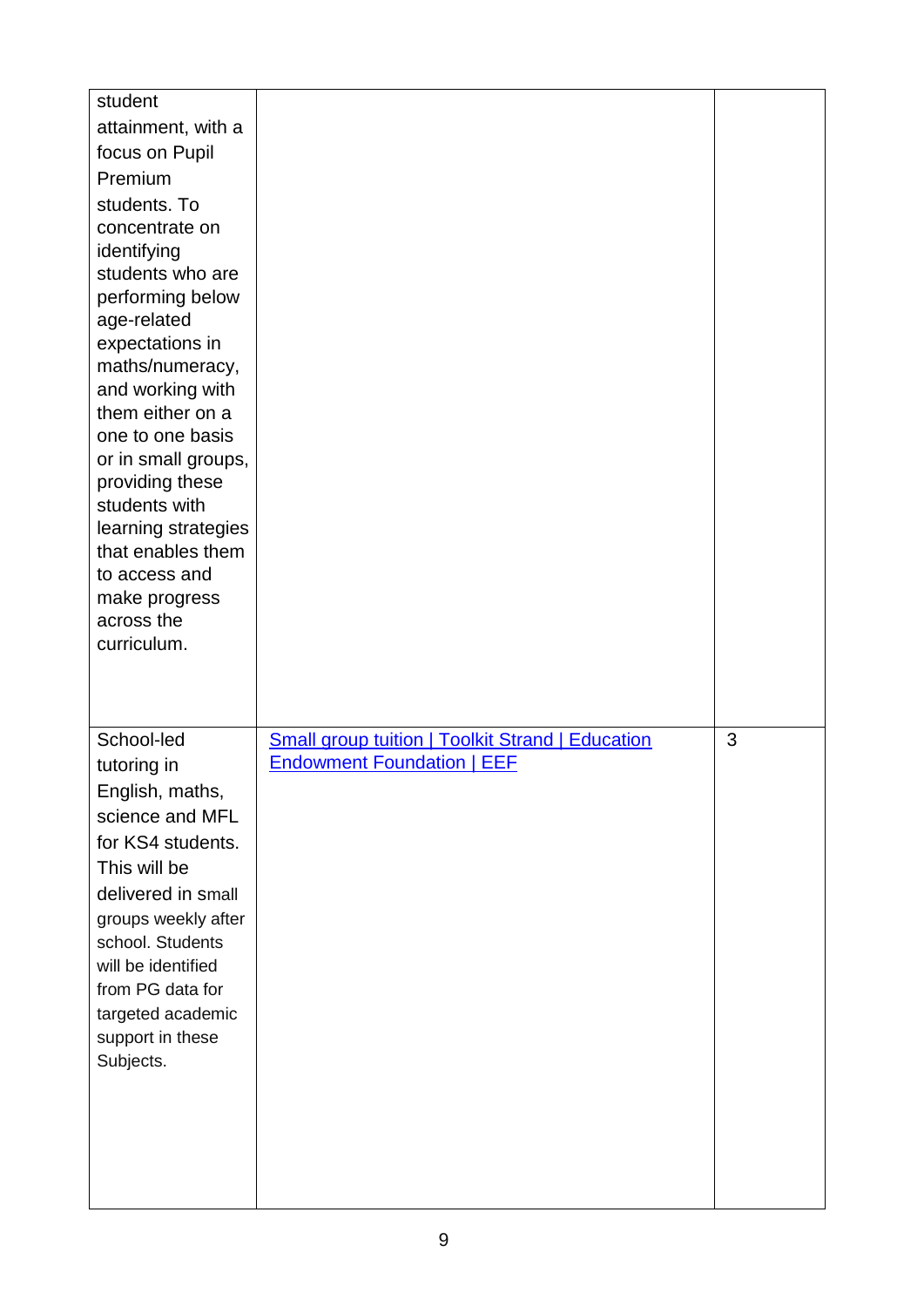| | | |
|---|---|---|
| student attainment, with a focus on Pupil Premium students. To concentrate on identifying students who are performing below age-related expectations in maths/numeracy, and working with them either on a one to one basis or in small groups, providing these students with learning strategies that enables them to access and make progress across the curriculum. | | |
| School-led tutoring in English, maths, science and MFL for KS4 students. This will be delivered in small groups weekly after school. Students will be identified from PG data for targeted academic support in these Subjects. | [Small group tuition \| Toolkit Strand \| Education Endowment Foundation \| EEF]() | 3 |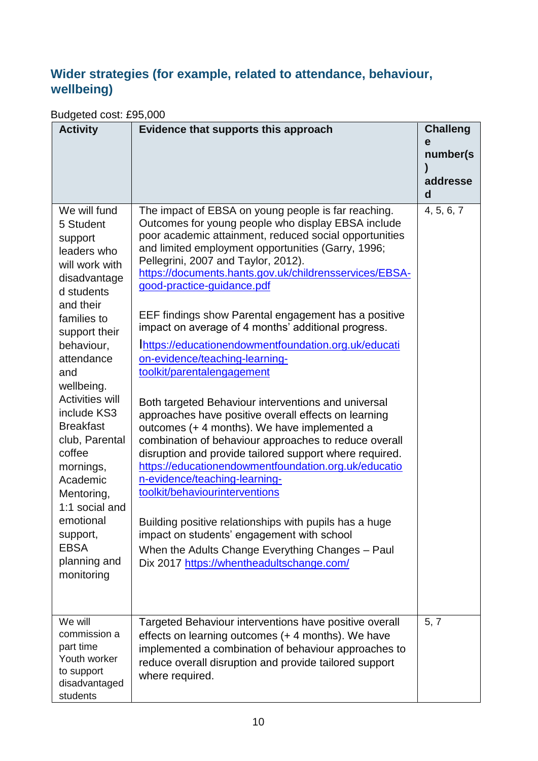## Wider strategies (for example, related to attendance, behaviour, wellbeing)

Budgeted cost: £95,000

| Activity | Evidence that supports this approach | Challenge number(s) addressed |
|---|---|---|
| We will fund 5 Student support leaders who will work with disadvantaged students and their families to support their behaviour, attendance and wellbeing. Activities will include KS3 Breakfast club, Parental coffee mornings, Academic Mentoring, 1:1 social and emotional support, EBSA planning and monitoring | The impact of EBSA on young people is far reaching. Outcomes for young people who display EBSA include poor academic attainment, reduced social opportunities and limited employment opportunities (Garry, 1996; Pellegrini, 2007 and Taylor, 2012). https://documents.hants.gov.uk/childrensservices/EBSA-good-practice-guidance.pdf<br><br>EEF findings show Parental engagement has a positive impact on average of 4 months' additional progress.<br>https://educationendowmentfoundation.org.uk/education-evidence/teaching-learning-toolkit/parentalengagement<br><br>Both targeted Behaviour interventions and universal approaches have positive overall effects on learning outcomes (+ 4 months). We have implemented a combination of behaviour approaches to reduce overall disruption and provide tailored support where required. https://educationendowmentfoundation.org.uk/education-evidence/teaching-learning-toolkit/behaviourinterventions<br><br>Building positive relationships with pupils has a huge impact on students' engagement with school<br>When the Adults Change Everything Changes – Paul Dix 2017 https://whentheadultschange.com/ | 4, 5, 6, 7 |
| We will commission a part time Youth worker to support disadvantaged students | Targeted Behaviour interventions have positive overall effects on learning outcomes (+ 4 months). We have implemented a combination of behaviour approaches to reduce overall disruption and provide tailored support where required. | 5, 7 |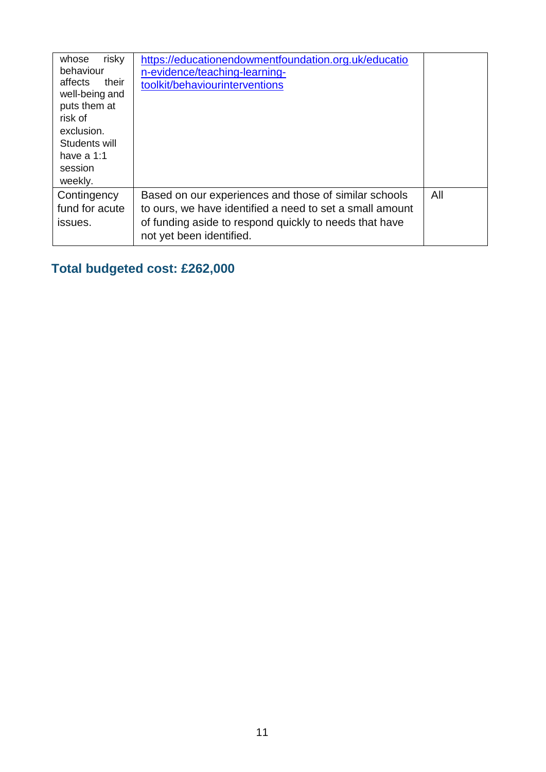| | | |
|---|---|---|
| whose risky behaviour affects their well-being and puts them at risk of exclusion. Students will have a 1:1 session weekly. | https://educationendowmentfoundation.org.uk/education-evidence/teaching-learning-toolkit/behaviourinterventions | |
| Contingency fund for acute issues. | Based on our experiences and those of similar schools to ours, we have identified a need to set a small amount of funding aside to respond quickly to needs that have not yet been identified. | All |

## Total budgeted cost: £262,000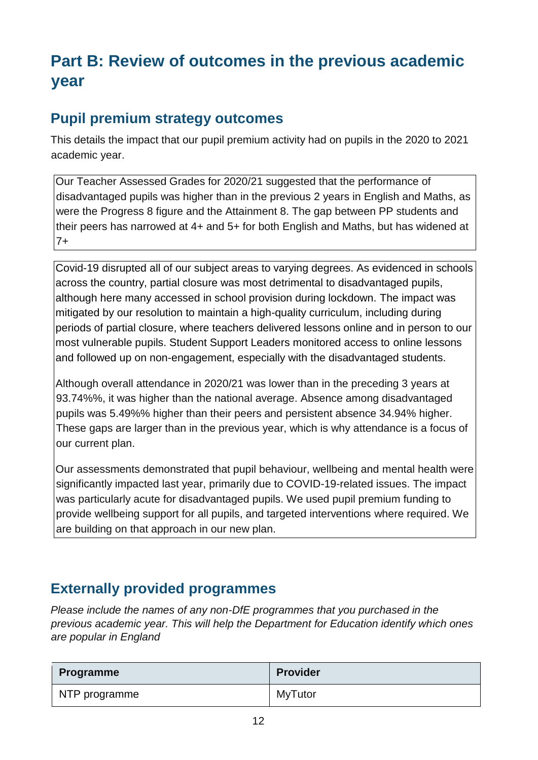# Part B: Review of outcomes in the previous academic year

## Pupil premium strategy outcomes

This details the impact that our pupil premium activity had on pupils in the 2020 to 2021 academic year.

Our Teacher Assessed Grades for 2020/21 suggested that the performance of disadvantaged pupils was higher than in the previous 2 years in English and Maths, as were the Progress 8 figure and the Attainment 8. The gap between PP students and their peers has narrowed at 4+ and 5+ for both English and Maths, but has widened at 7+

Covid-19 disrupted all of our subject areas to varying degrees. As evidenced in schools across the country, partial closure was most detrimental to disadvantaged pupils, although here many accessed in school provision during lockdown. The impact was mitigated by our resolution to maintain a high-quality curriculum, including during periods of partial closure, where teachers delivered lessons online and in person to our most vulnerable pupils. Student Support Leaders monitored access to online lessons and followed up on non-engagement, especially with the disadvantaged students.

Although overall attendance in 2020/21 was lower than in the preceding 3 years at 93.74%%, it was higher than the national average. Absence among disadvantaged pupils was 5.49%% higher than their peers and persistent absence 34.94% higher. These gaps are larger than in the previous year, which is why attendance is a focus of our current plan.

Our assessments demonstrated that pupil behaviour, wellbeing and mental health were significantly impacted last year, primarily due to COVID-19-related issues. The impact was particularly acute for disadvantaged pupils. We used pupil premium funding to provide wellbeing support for all pupils, and targeted interventions where required. We are building on that approach in our new plan.

## Externally provided programmes

*Please include the names of any non-DfE programmes that you purchased in the previous academic year. This will help the Department for Education identify which ones are popular in England*

| Programme | Provider |
|---|---|
| NTP programme | MyTutor |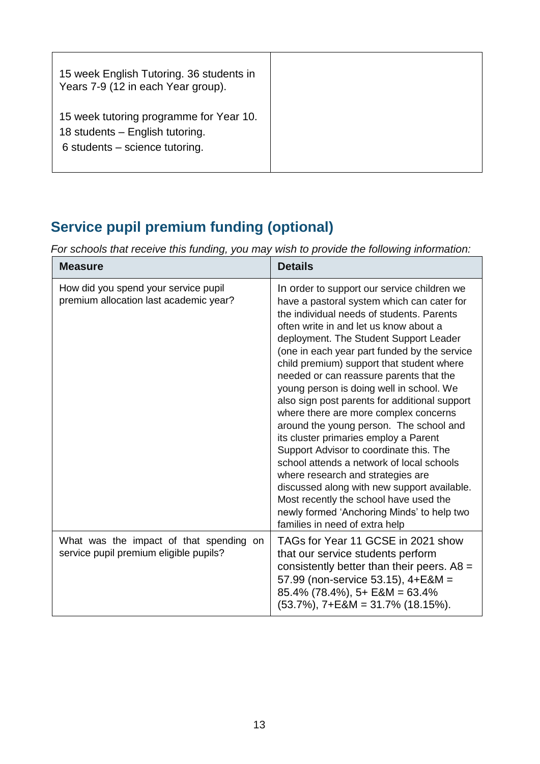| | |
|---|---|
| 15 week English Tutoring. 36 students in Years 7-9 (12 in each Year group).<br><br>15 week tutoring programme for Year 10.<br>18 students – English tutoring.<br>6 students – science tutoring. | |

## Service pupil premium funding (optional)

*For schools that receive this funding, you may wish to provide the following information:*

| Measure | Details |
|---|---|
| How did you spend your service pupil premium allocation last academic year? | In order to support our service children we have a pastoral system which can cater for the individual needs of students. Parents often write in and let us know about a deployment. The Student Support Leader (one in each year part funded by the service child premium) support that student where needed or can reassure parents that the young person is doing well in school. We also sign post parents for additional support where there are more complex concerns around the young person. The school and its cluster primaries employ a Parent Support Advisor to coordinate this. The school attends a network of local schools where research and strategies are discussed along with new support available. Most recently the school have used the newly formed 'Anchoring Minds' to help two families in need of extra help |
| What was the impact of that spending on service pupil premium eligible pupils? | TAGs for Year 11 GCSE in 2021 show that our service students perform consistently better than their peers. A8 = 57.99 (non-service 53.15), 4+E&M = 85.4% (78.4%), 5+ E&M = 63.4% (53.7%), 7+E&M = 31.7% (18.15%). |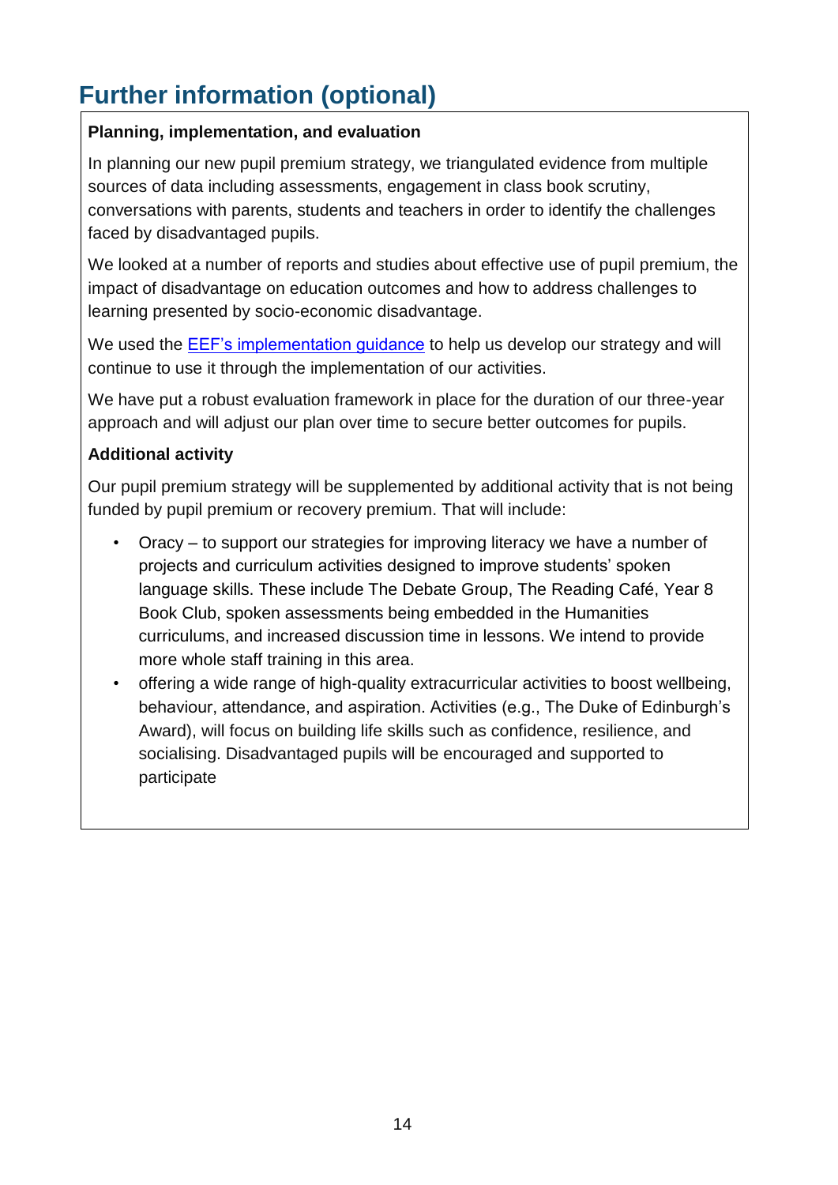# Further information (optional)

**Planning, implementation, and evaluation**

In planning our new pupil premium strategy, we triangulated evidence from multiple sources of data including assessments, engagement in class book scrutiny, conversations with parents, students and teachers in order to identify the challenges faced by disadvantaged pupils.

We looked at a number of reports and studies about effective use of pupil premium, the impact of disadvantage on education outcomes and how to address challenges to learning presented by socio-economic disadvantage.

We used the EEF's implementation guidance to help us develop our strategy and will continue to use it through the implementation of our activities.

We have put a robust evaluation framework in place for the duration of our three-year approach and will adjust our plan over time to secure better outcomes for pupils.

**Additional activity**

Our pupil premium strategy will be supplemented by additional activity that is not being funded by pupil premium or recovery premium. That will include:

- Oracy – to support our strategies for improving literacy we have a number of projects and curriculum activities designed to improve students' spoken language skills. These include The Debate Group, The Reading Café, Year 8 Book Club, spoken assessments being embedded in the Humanities curriculums, and increased discussion time in lessons. We intend to provide more whole staff training in this area.
- offering a wide range of high-quality extracurricular activities to boost wellbeing, behaviour, attendance, and aspiration. Activities (e.g., The Duke of Edinburgh's Award), will focus on building life skills such as confidence, resilience, and socialising. Disadvantaged pupils will be encouraged and supported to participate